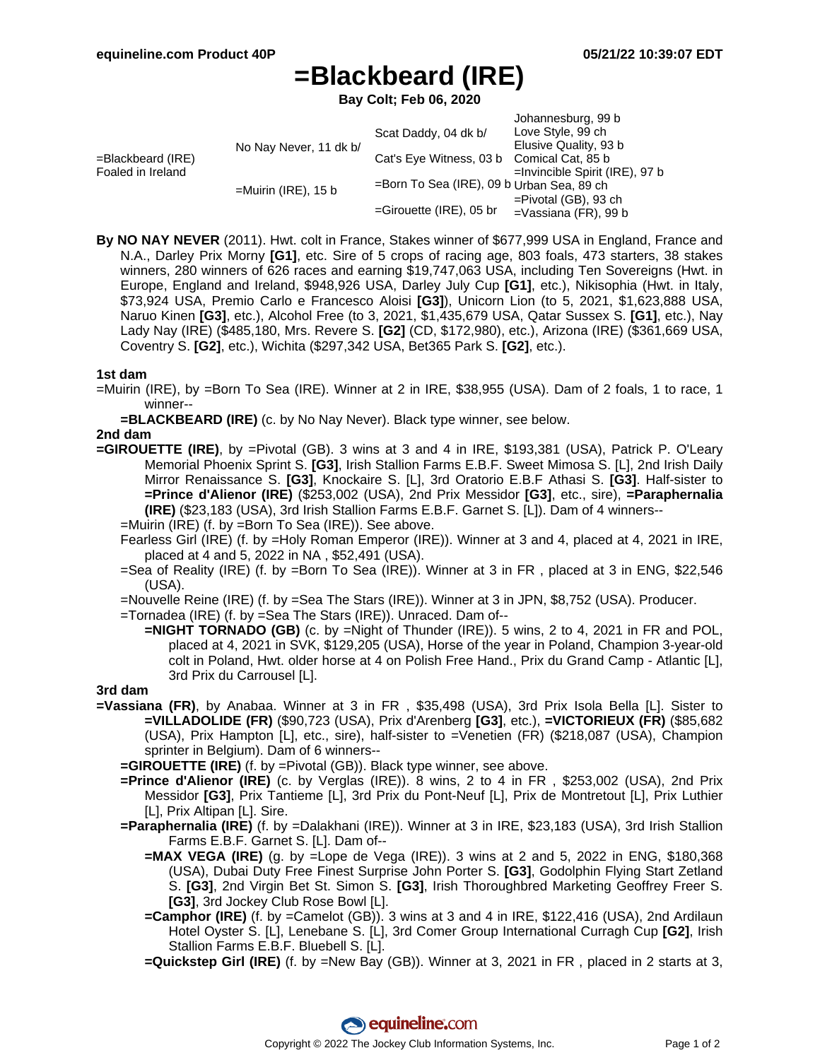equineline.com Product 40P — 05/21/22 10:39:07 EDT

# =Blackbeard (IRE)

**Bay Colt; Feb 06, 2020**

| | | | |
|---|---|---|---|
| =Blackbeard (IRE) Foaled in Ireland | No Nay Never, 11 dk b/ | Scat Daddy, 04 dk b/ | Johannesburg, 99 b |
| | | | Love Style, 99 ch |
| | | Cat's Eye Witness, 03 b | Elusive Quality, 93 b |
| | | | Comical Cat, 85 b |
| | =Muirin (IRE), 15 b | =Born To Sea (IRE), 09 b | =Invincible Spirit (IRE), 97 b |
| | | | Urban Sea, 89 ch |
| | | =Girouette (IRE), 05 br | =Pivotal (GB), 93 ch |
| | | | =Vassiana (FR), 99 b |

**By NO NAY NEVER** (2011). Hwt. colt in France, Stakes winner of $677,999 USA in England, France and N.A., Darley Prix Morny **[G1]**, etc. Sire of 5 crops of racing age, 803 foals, 473 starters, 38 stakes winners, 280 winners of 626 races and earning $19,747,063 USA, including Ten Sovereigns (Hwt. in Europe, England and Ireland, $948,926 USA, Darley July Cup **[G1]**, etc.), Nikisophia (Hwt. in Italy, $73,924 USA, Premio Carlo e Francesco Aloisi **[G3]**), Unicorn Lion (to 5, 2021, $1,623,888 USA, Naruo Kinen **[G3]**, etc.), Alcohol Free (to 3, 2021, $1,435,679 USA, Qatar Sussex S. **[G1]**, etc.), Nay Lady Nay (IRE) ($485,180, Mrs. Revere S. **[G2]** (CD, $172,980), etc.), Arizona (IRE) ($361,669 USA, Coventry S. **[G2]**, etc.), Wichita ($297,342 USA, Bet365 Park S. **[G2]**, etc.).

### 1st dam

=Muirin (IRE), by =Born To Sea (IRE). Winner at 2 in IRE, $38,955 (USA). Dam of 2 foals, 1 to race, 1 winner--

- **=BLACKBEARD (IRE)** (c. by No Nay Never). Black type winner, see below.

### 2nd dam

**=GIROUETTE (IRE)**, by =Pivotal (GB). 3 wins at 3 and 4 in IRE, $193,381 (USA), Patrick P. O'Leary Memorial Phoenix Sprint S. **[G3]**, Irish Stallion Farms E.B.F. Sweet Mimosa S. [L], 2nd Irish Daily Mirror Renaissance S. **[G3]**, Knockaire S. [L], 3rd Oratorio E.B.F Athasi S. **[G3]**. Half-sister to **=Prince d'Alienor (IRE)** ($253,002 (USA), 2nd Prix Messidor **[G3]**, etc., sire), **=Paraphernalia (IRE)** ($23,183 (USA), 3rd Irish Stallion Farms E.B.F. Garnet S. [L]). Dam of 4 winners--

- =Muirin (IRE) (f. by =Born To Sea (IRE)). See above.
- Fearless Girl (IRE) (f. by =Holy Roman Emperor (IRE)). Winner at 3 and 4, placed at 4, 2021 in IRE, placed at 4 and 5, 2022 in NA , $52,491 (USA).
- =Sea of Reality (IRE) (f. by =Born To Sea (IRE)). Winner at 3 in FR , placed at 3 in ENG, $22,546 (USA).
- =Nouvelle Reine (IRE) (f. by =Sea The Stars (IRE)). Winner at 3 in JPN, $8,752 (USA). Producer.
- =Tornadea (IRE) (f. by =Sea The Stars (IRE)). Unraced. Dam of--
  - **=NIGHT TORNADO (GB)** (c. by =Night of Thunder (IRE)). 5 wins, 2 to 4, 2021 in FR and POL, placed at 4, 2021 in SVK, $129,205 (USA), Horse of the year in Poland, Champion 3-year-old colt in Poland, Hwt. older horse at 4 on Polish Free Hand., Prix du Grand Camp - Atlantic [L], 3rd Prix du Carrousel [L].

### 3rd dam

**=Vassiana (FR)**, by Anabaa. Winner at 3 in FR , $35,498 (USA), 3rd Prix Isola Bella [L]. Sister to **=VILLADOLIDE (FR)** ($90,723 (USA), Prix d'Arenberg **[G3]**, etc.), **=VICTORIEUX (FR)** ($85,682 (USA), Prix Hampton [L], etc., sire), half-sister to =Venetien (FR) ($218,087 (USA), Champion sprinter in Belgium). Dam of 6 winners--

- **=GIROUETTE (IRE)** (f. by =Pivotal (GB)). Black type winner, see above.
- **=Prince d'Alienor (IRE)** (c. by Verglas (IRE)). 8 wins, 2 to 4 in FR , $253,002 (USA), 2nd Prix Messidor **[G3]**, Prix Tantieme [L], 3rd Prix du Pont-Neuf [L], Prix de Montretout [L], Prix Luthier [L], Prix Altipan [L]. Sire.
- **=Paraphernalia (IRE)** (f. by =Dalakhani (IRE)). Winner at 3 in IRE, $23,183 (USA), 3rd Irish Stallion Farms E.B.F. Garnet S. [L]. Dam of--
  - **=MAX VEGA (IRE)** (g. by =Lope de Vega (IRE)). 3 wins at 2 and 5, 2022 in ENG, $180,368 (USA), Dubai Duty Free Finest Surprise John Porter S. **[G3]**, Godolphin Flying Start Zetland S. **[G3]**, 2nd Virgin Bet St. Simon S. **[G3]**, Irish Thoroughbred Marketing Geoffrey Freer S. **[G3]**, 3rd Jockey Club Rose Bowl [L].
  - **=Camphor (IRE)** (f. by =Camelot (GB)). 3 wins at 3 and 4 in IRE, $122,416 (USA), 2nd Ardilaun Hotel Oyster S. [L], Lenebane S. [L], 3rd Comer Group International Curragh Cup **[G2]**, Irish Stallion Farms E.B.F. Bluebell S. [L].
  - **=Quickstep Girl (IRE)** (f. by =New Bay (GB)). Winner at 3, 2021 in FR , placed in 2 starts at 3,

Copyright © 2022 The Jockey Club Information Systems, Inc.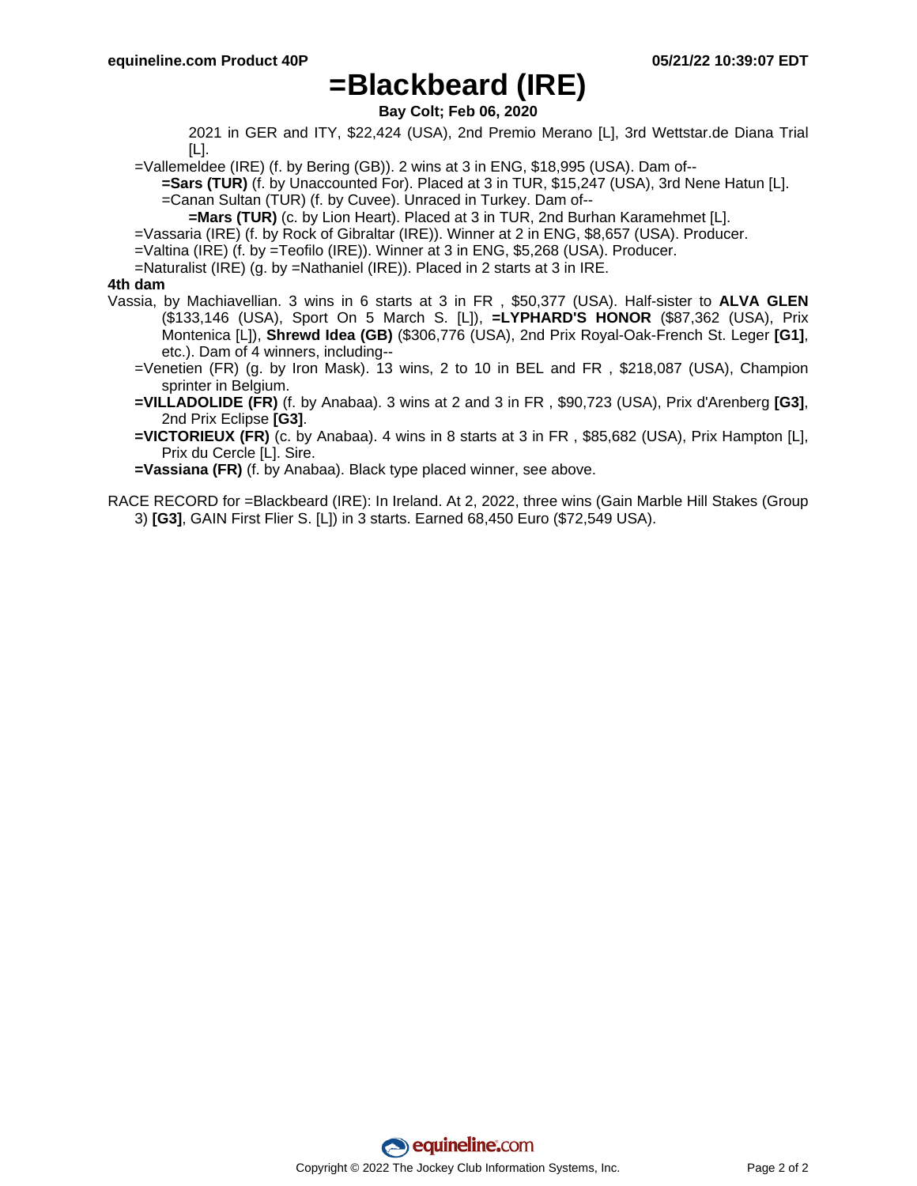# =Blackbeard (IRE)

**Bay Colt; Feb 06, 2020**

2021 in GER and ITY, $22,424 (USA), 2nd Premio Merano [L], 3rd Wettstar.de Diana Trial [L].

=Vallemeldee (IRE) (f. by Bering (GB)). 2 wins at 3 in ENG, $18,995 (USA). Dam of--

**=Sars (TUR)** (f. by Unaccounted For). Placed at 3 in TUR, $15,247 (USA), 3rd Nene Hatun [L].

=Canan Sultan (TUR) (f. by Cuvee). Unraced in Turkey. Dam of--

**=Mars (TUR)** (c. by Lion Heart). Placed at 3 in TUR, 2nd Burhan Karamehmet [L].

=Vassaria (IRE) (f. by Rock of Gibraltar (IRE)). Winner at 2 in ENG, $8,657 (USA). Producer.

=Valtina (IRE) (f. by =Teofilo (IRE)). Winner at 3 in ENG, $5,268 (USA). Producer.

=Naturalist (IRE) (g. by =Nathaniel (IRE)). Placed in 2 starts at 3 in IRE.

**4th dam**

Vassia, by Machiavellian. 3 wins in 6 starts at 3 in FR , $50,377 (USA). Half-sister to **ALVA GLEN** ($133,146 (USA), Sport On 5 March S. [L]), **=LYPHARD'S HONOR** ($87,362 (USA), Prix Montenica [L]), **Shrewd Idea (GB)** ($306,776 (USA), 2nd Prix Royal-Oak-French St. Leger **[G1]**, etc.). Dam of 4 winners, including--

=Venetien (FR) (g. by Iron Mask). 13 wins, 2 to 10 in BEL and FR , $218,087 (USA), Champion sprinter in Belgium.

**=VILLADOLIDE (FR)** (f. by Anabaa). 3 wins at 2 and 3 in FR , $90,723 (USA), Prix d'Arenberg **[G3]**, 2nd Prix Eclipse **[G3]**.

**=VICTORIEUX (FR)** (c. by Anabaa). 4 wins in 8 starts at 3 in FR , $85,682 (USA), Prix Hampton [L], Prix du Cercle [L]. Sire.

**=Vassiana (FR)** (f. by Anabaa). Black type placed winner, see above.

RACE RECORD for =Blackbeard (IRE): In Ireland. At 2, 2022, three wins (Gain Marble Hill Stakes (Group 3) **[G3]**, GAIN First Flier S. [L]) in 3 starts. Earned 68,450 Euro ($72,549 USA).